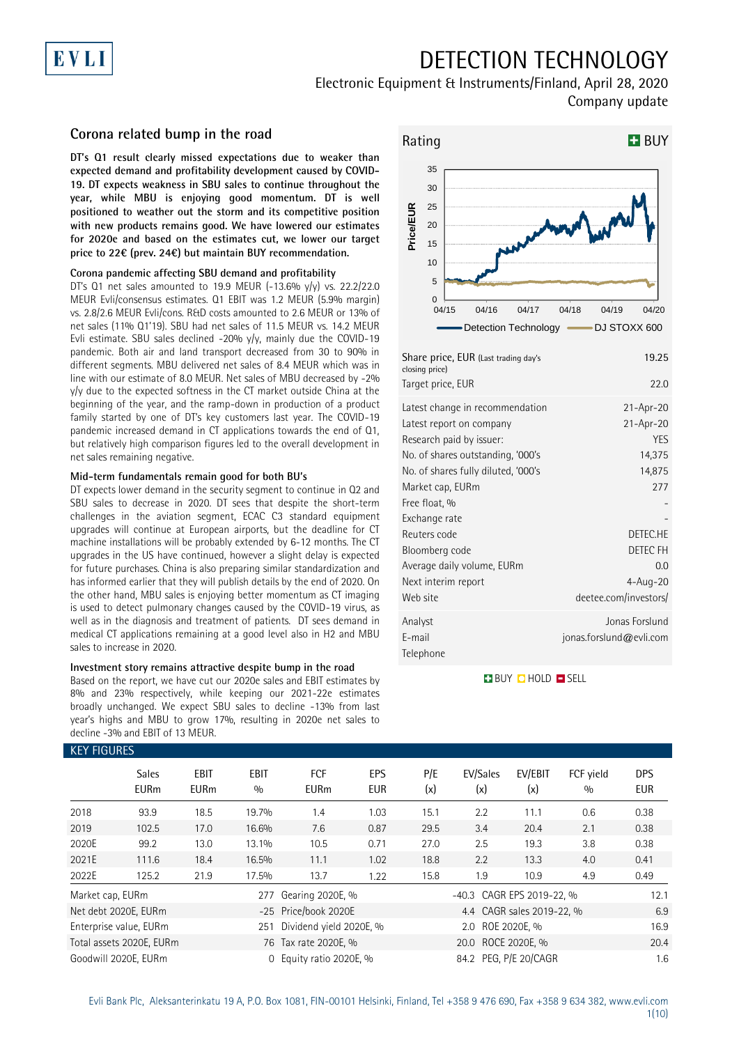# DETECTION TECHNOLOGY

Electronic Equipment & Instruments/Finland, April 28, 2020

Company update

## Corona related bump in the road

**DT's Q1 result clearly missed expectations due to weaker than expected demand and profitability development caused by COVID-19. DT expects weakness in SBU sales to continue throughout the year, while MBU is enjoying good momentum. DT is well positioned to weather out the storm and its competitive position with new products remains good. We have lowered our estimates for 2020e and based on the estimates cut, we lower our target price to 22€ (prev. 24€) but maintain BUY recommendation.**

### Corona pandemic affecting SBU demand and profitability

DT's Q1 net sales amounted to 19.9 MEUR (-13.6% y/y) vs. 22.2/22.0 MEUR Evli/consensus estimates. Q1 EBIT was 1.2 MEUR (5.9% margin) vs. 2.8/2.6 MEUR Evli/cons. R&D costs amounted to 2.6 MEUR or 13% of net sales (11% Q1'19). SBU had net sales of 11.5 MEUR vs. 14.2 MEUR Evli estimate. SBU sales declined -20% y/y, mainly due the COVID-19 pandemic. Both air and land transport decreased from 30 to 90% in different segments. MBU delivered net sales of 8.4 MEUR which was in line with our estimate of 8.0 MEUR. Net sales of MBU decreased by -2% y/y due to the expected softness in the CT market outside China at the beginning of the year, and the ramp-down in production of a product family started by one of DT's key customers last year. The COVID-19 pandemic increased demand in CT applications towards the end of Q1, but relatively high comparison figures led to the overall development in net sales remaining negative.

### Mid-term fundamentals remain good for both BU's

DT expects lower demand in the security segment to continue in Q2 and SBU sales to decrease in 2020. DT sees that despite the short-term challenges in the aviation segment, ECAC C3 standard equipment upgrades will continue at European airports, but the deadline for CT machine installations will be probably extended by 6-12 months. The CT upgrades in the US have continued, however a slight delay is expected for future purchases. China is also preparing similar standardization and has informed earlier that they will publish details by the end of 2020. On the other hand, MBU sales is enjoying better momentum as CT imaging is used to detect pulmonary changes caused by the COVID-19 virus, as well as in the diagnosis and treatment of patients. DT sees demand in medical CT applications remaining at a good level also in H2 and MBU sales to increase in 2020.

### Investment story remains attractive despite bump in the road

Based on the report, we have cut our 2020e sales and EBIT estimates by 8% and 23% respectively, while keeping our 2021-22e estimates broadly unchanged. We expect SBU sales to decline -13% from last year's highs and MBU to grow 17%, resulting in 2020e net sales to decline -3% and EBIT of 13 MEUR.

**Rating: BUY**

| | |
|---|---|
| Share price, EUR (Last trading day's closing price) | 19.25 |
| Target price, EUR | 22.0 |
| Latest change in recommendation | 21-Apr-20 |
| Latest report on company | 21-Apr-20 |
| Research paid by issuer: | YES |
| No. of shares outstanding, '000's | 14,375 |
| No. of shares fully diluted, '000's | 14,875 |
| Market cap, EURm | 277 |
| Free float, % | - |
| Exchange rate | - |
| Reuters code | DETEC.HE |
| Bloomberg code | DETEC FH |
| Average daily volume, EURm | 0.0 |
| Next interim report | 4-Aug-20 |
| Web site | deetee.com/investors/ |
| Analyst | Jonas Forslund |
| E-mail | jonas.forslund@evli.com |
| Telephone | |

BUY / HOLD / SELL

## KEY FIGURES

| | Sales EURm | EBIT EURm | EBIT % | FCF EURm | EPS EUR | P/E (x) | EV/Sales (x) | EV/EBIT (x) | FCF yield % | DPS EUR |
|---|---|---|---|---|---|---|---|---|---|---|
| 2018 | 93.9 | 18.5 | 19.7% | 1.4 | 1.03 | 15.1 | 2.2 | 11.1 | 0.6 | 0.38 |
| 2019 | 102.5 | 17.0 | 16.6% | 7.6 | 0.87 | 29.5 | 3.4 | 20.4 | 2.1 | 0.38 |
| 2020E | 99.2 | 13.0 | 13.1% | 10.5 | 0.71 | 27.0 | 2.5 | 19.3 | 3.8 | 0.38 |
| 2021E | 111.6 | 18.4 | 16.5% | 11.1 | 1.02 | 18.8 | 2.2 | 13.3 | 4.0 | 0.41 |
| 2022E | 125.2 | 21.9 | 17.5% | 13.7 | 1.22 | 15.8 | 1.9 | 10.9 | 4.9 | 0.49 |

| | | | | | |
|---|---|---|---|---|---|
| Market cap, EURm | 277 | Gearing 2020E, % | -40.3 | CAGR EPS 2019-22, % | 12.1 |
| Net debt 2020E, EURm | -25 | Price/book 2020E | 4.4 | CAGR sales 2019-22, % | 6.9 |
| Enterprise value, EURm | 251 | Dividend yield 2020E, % | 2.0 | ROE 2020E, % | 16.9 |
| Total assets 2020E, EURm | 76 | Tax rate 2020E, % | 20.0 | ROCE 2020E, % | 20.4 |
| Goodwill 2020E, EURm | 0 | Equity ratio 2020E, % | 84.2 | PEG, P/E 20/CAGR | 1.6 |

Evli Bank Plc, Aleksanterinkatu 19 A, P.O. Box 1081, FIN-00101 Helsinki, Finland, Tel +358 9 476 690, Fax +358 9 634 382, www.evli.com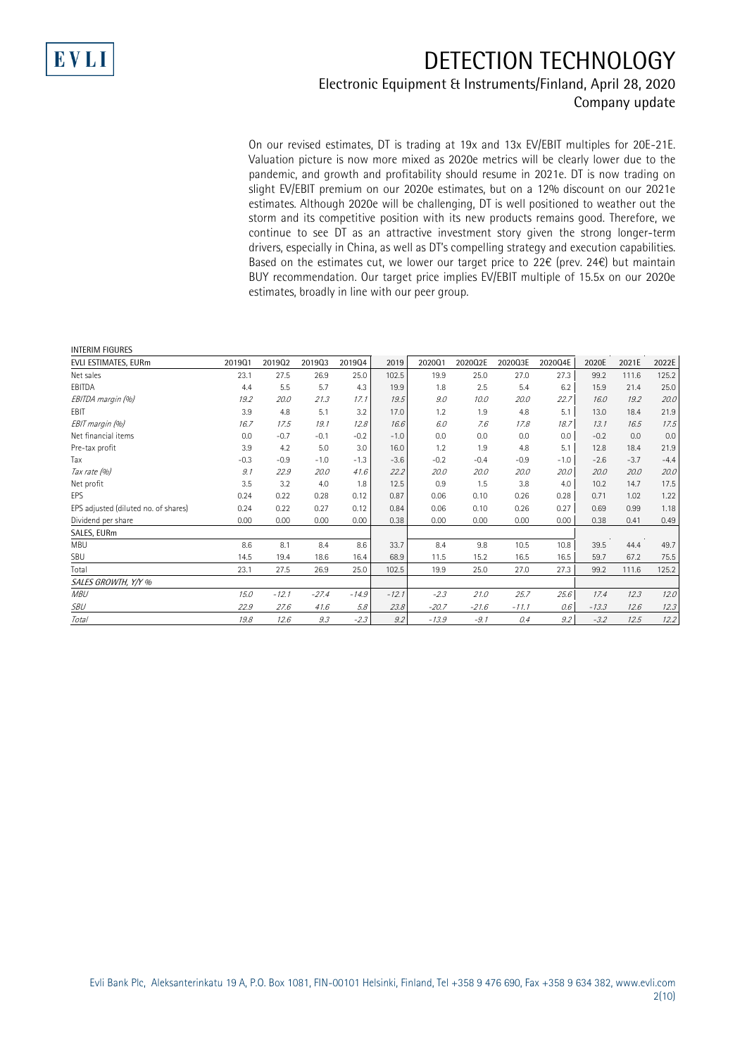On our revised estimates, DT is trading at 19x and 13x EV/EBIT multiples for 20E-21E. Valuation picture is now more mixed as 2020e metrics will be clearly lower due to the pandemic, and growth and profitability should resume in 2021e. DT is now trading on slight EV/EBIT premium on our 2020e estimates, but on a 12% discount on our 2021e estimates. Although 2020e will be challenging, DT is well positioned to weather out the storm and its competitive position with its new products remains good. Therefore, we continue to see DT as an attractive investment story given the strong longer-term drivers, especially in China, as well as DT's compelling strategy and execution capabilities. Based on the estimates cut, we lower our target price to 22€ (prev. 24€) but maintain BUY recommendation. Our target price implies EV/EBIT multiple of 15.5x on our 2020e estimates, broadly in line with our peer group.

INTERIM FIGURES

| EVLI ESTIMATES, EURm | 2019Q1 | 2019Q2 | 2019Q3 | 2019Q4 | 2019 | 2020Q1 | 2020Q2E | 2020Q3E | 2020Q4E | 2020E | 2021E | 2022E |
|---|---|---|---|---|---|---|---|---|---|---|---|---|
| Net sales | 23.1 | 27.5 | 26.9 | 25.0 | 102.5 | 19.9 | 25.0 | 27.0 | 27.3 | 99.2 | 111.6 | 125.2 |
| EBITDA | 4.4 | 5.5 | 5.7 | 4.3 | 19.9 | 1.8 | 2.5 | 5.4 | 6.2 | 15.9 | 21.4 | 25.0 |
| *EBITDA margin (%)* | *19.2* | *20.0* | *21.3* | *17.1* | *19.5* | *9.0* | *10.0* | *20.0* | *22.7* | *16.0* | *19.2* | *20.0* |
| EBIT | 3.9 | 4.8 | 5.1 | 3.2 | 17.0 | 1.2 | 1.9 | 4.8 | 5.1 | 13.0 | 18.4 | 21.9 |
| *EBIT margin (%)* | *16.7* | *17.5* | *19.1* | *12.8* | *16.6* | *6.0* | *7.6* | *17.8* | *18.7* | *13.1* | *16.5* | *17.5* |
| Net financial items | 0.0 | -0.7 | -0.1 | -0.2 | -1.0 | 0.0 | 0.0 | 0.0 | 0.0 | -0.2 | 0.0 | 0.0 |
| Pre-tax profit | 3.9 | 4.2 | 5.0 | 3.0 | 16.0 | 1.2 | 1.9 | 4.8 | 5.1 | 12.8 | 18.4 | 21.9 |
| Tax | -0.3 | -0.9 | -1.0 | -1.3 | -3.6 | -0.2 | -0.4 | -0.9 | -1.0 | -2.6 | -3.7 | -4.4 |
| *Tax rate (%)* | *9.1* | *22.9* | *20.0* | *41.6* | *22.2* | *20.0* | *20.0* | *20.0* | *20.0* | *20.0* | *20.0* | *20.0* |
| Net profit | 3.5 | 3.2 | 4.0 | 1.8 | 12.5 | 0.9 | 1.5 | 3.8 | 4.0 | 10.2 | 14.7 | 17.5 |
| EPS | 0.24 | 0.22 | 0.28 | 0.12 | 0.87 | 0.06 | 0.10 | 0.26 | 0.28 | 0.71 | 1.02 | 1.22 |
| EPS adjusted (diluted no. of shares) | 0.24 | 0.22 | 0.27 | 0.12 | 0.84 | 0.06 | 0.10 | 0.26 | 0.27 | 0.69 | 0.99 | 1.18 |
| Dividend per share | 0.00 | 0.00 | 0.00 | 0.00 | 0.38 | 0.00 | 0.00 | 0.00 | 0.00 | 0.38 | 0.41 | 0.49 |
| SALES, EURm | | | | | | | | | | | | |
| MBU | 8.6 | 8.1 | 8.4 | 8.6 | 33.7 | 8.4 | 9.8 | 10.5 | 10.8 | 39.5 | 44.4 | 49.7 |
| SBU | 14.5 | 19.4 | 18.6 | 16.4 | 68.9 | 11.5 | 15.2 | 16.5 | 16.5 | 59.7 | 67.2 | 75.5 |
| Total | 23.1 | 27.5 | 26.9 | 25.0 | 102.5 | 19.9 | 25.0 | 27.0 | 27.3 | 99.2 | 111.6 | 125.2 |
| *SALES GROWTH, Y/Y %* | | | | | | | | | | | | |
| *MBU* | *15.0* | *-12.1* | *-27.4* | *-14.9* | *-12.1* | *-2.3* | *21.0* | *25.7* | *25.6* | *17.4* | *12.3* | *12.0* |
| *SBU* | *22.9* | *27.6* | *41.6* | *5.8* | *23.8* | *-20.7* | *-21.6* | *-11.1* | *0.6* | *-13.3* | *12.6* | *12.3* |
| *Total* | *19.8* | *12.6* | *9.3* | *-2.3* | *9.2* | *-13.9* | *-9.1* | *0.4* | *9.2* | *-3.2* | *12.5* | *12.2* |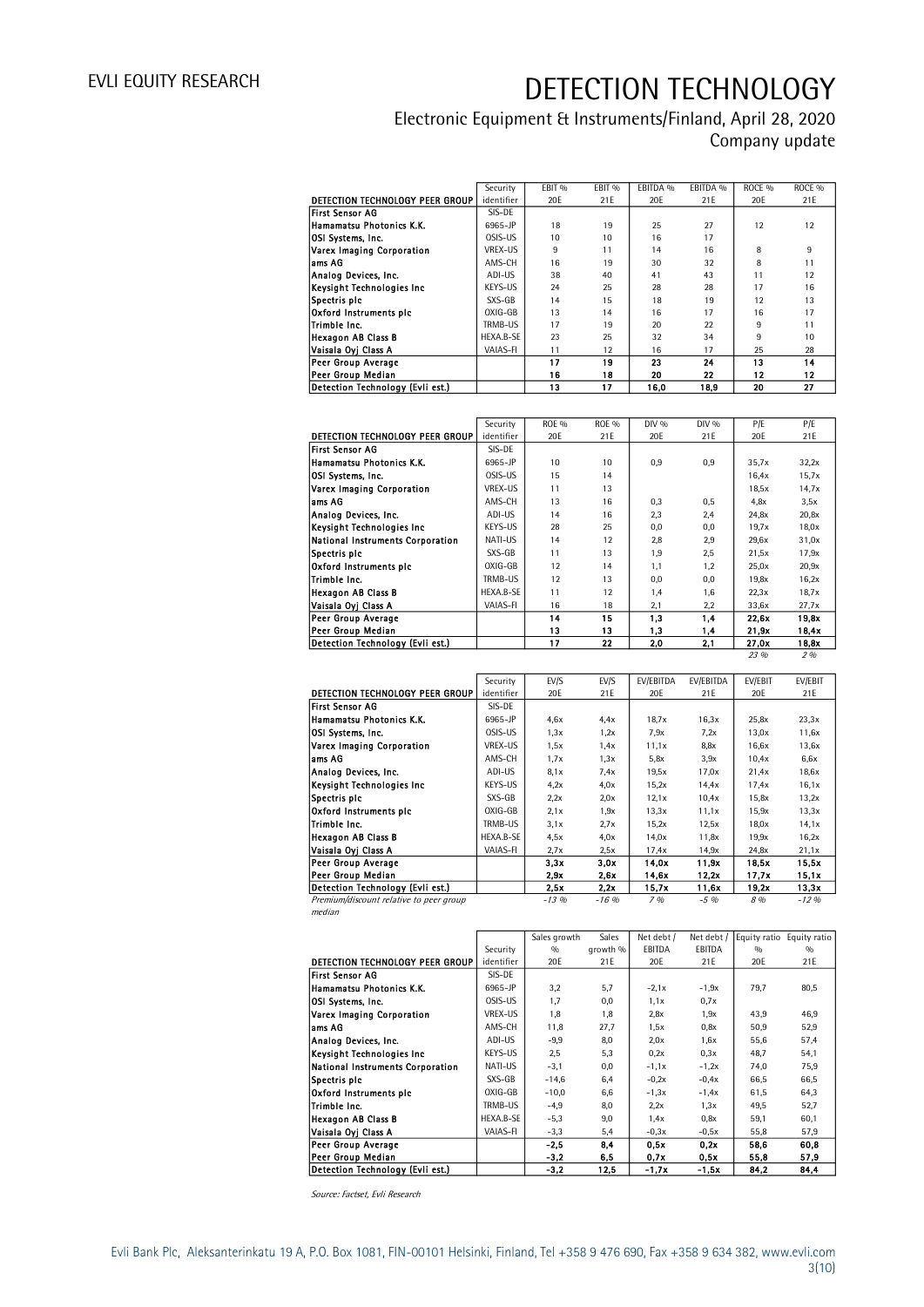| DETECTION TECHNOLOGY PEER GROUP | Security identifier | EBIT % 20E | EBIT % 21E | EBITDA % 20E | EBITDA % 21E | ROCE % 20E | ROCE % 21E |
|---|---|---|---|---|---|---|---|
| First Sensor AG | SIS-DE | | | | | | |
| Hamamatsu Photonics K.K. | 6965-JP | 18 | 19 | 25 | 27 | 12 | 12 |
| OSI Systems, Inc. | OSIS-US | 10 | 10 | 16 | 17 | | |
| Varex Imaging Corporation | VREX-US | 9 | 11 | 14 | 16 | 8 | 9 |
| ams AG | AMS-CH | 16 | 19 | 30 | 32 | 8 | 11 |
| Analog Devices, Inc. | ADI-US | 38 | 40 | 41 | 43 | 11 | 12 |
| Keysight Technologies Inc | KEYS-US | 24 | 25 | 28 | 28 | 17 | 16 |
| Spectris plc | SXS-GB | 14 | 15 | 18 | 19 | 12 | 13 |
| Oxford Instruments plc | OXIG-GB | 13 | 14 | 16 | 17 | 16 | 17 |
| Trimble Inc. | TRMB-US | 17 | 19 | 20 | 22 | 9 | 11 |
| Hexagon AB Class B | HEXA.B-SE | 23 | 25 | 32 | 34 | 9 | 10 |
| Vaisala Oyj Class A | VAIAS-FI | 11 | 12 | 16 | 17 | 25 | 28 |
| **Peer Group Average** | | **17** | **19** | **23** | **24** | **13** | **14** |
| **Peer Group Median** | | **16** | **18** | **20** | **22** | **12** | **12** |
| **Detection Technology (Evli est.)** | | **13** | **17** | **16,0** | **18,9** | **20** | **27** |

| DETECTION TECHNOLOGY PEER GROUP | Security identifier | ROE % 20E | ROE % 21E | DIV % 20E | DIV % 21E | P/E 20E | P/E 21E |
|---|---|---|---|---|---|---|---|
| First Sensor AG | SIS-DE | | | | | | |
| Hamamatsu Photonics K.K. | 6965-JP | 10 | 10 | 0,9 | 0,9 | 35,7x | 32,2x |
| OSI Systems, Inc. | OSIS-US | 15 | 14 | | | 16,4x | 15,7x |
| Varex Imaging Corporation | VREX-US | 11 | 13 | | | 18,5x | 14,7x |
| ams AG | AMS-CH | 13 | 16 | 0,3 | 0,5 | 4,8x | 3,5x |
| Analog Devices, Inc. | ADI-US | 14 | 16 | 2,3 | 2,4 | 24,8x | 20,8x |
| Keysight Technologies Inc | KEYS-US | 28 | 25 | 0,0 | 0,0 | 19,7x | 18,0x |
| National Instruments Corporation | NATI-US | 14 | 12 | 2,8 | 2,9 | 29,6x | 31,0x |
| Spectris plc | SXS-GB | 11 | 13 | 1,9 | 2,5 | 21,5x | 17,9x |
| Oxford Instruments plc | OXIG-GB | 12 | 14 | 1,1 | 1,2 | 25,0x | 20,9x |
| Trimble Inc. | TRMB-US | 12 | 13 | 0,0 | 0,0 | 19,8x | 16,2x |
| Hexagon AB Class B | HEXA.B-SE | 11 | 12 | 1,4 | 1,6 | 22,3x | 18,7x |
| Vaisala Oyj Class A | VAIAS-FI | 16 | 18 | 2,1 | 2,2 | 33,6x | 27,7x |
| **Peer Group Average** | | **14** | **15** | **1,3** | **1,4** | **22,6x** | **19,8x** |
| **Peer Group Median** | | **13** | **13** | **1,3** | **1,4** | **21,9x** | **18,4x** |
| **Detection Technology (Evli est.)** | | **17** | **22** | **2,0** | **2,1** | **27,0x** | **18,8x** |
| | | | | | | *23 %* | *2 %* |

| DETECTION TECHNOLOGY PEER GROUP | Security identifier | EV/S 20E | EV/S 21E | EV/EBITDA 20E | EV/EBITDA 21E | EV/EBIT 20E | EV/EBIT 21E |
|---|---|---|---|---|---|---|---|
| First Sensor AG | SIS-DE | | | | | | |
| Hamamatsu Photonics K.K. | 6965-JP | 4,6x | 4,4x | 18,7x | 16,3x | 25,8x | 23,3x |
| OSI Systems, Inc. | OSIS-US | 1,3x | 1,2x | 7,9x | 7,2x | 13,0x | 11,6x |
| Varex Imaging Corporation | VREX-US | 1,5x | 1,4x | 11,1x | 8,8x | 16,6x | 13,6x |
| ams AG | AMS-CH | 1,7x | 1,3x | 5,8x | 3,9x | 10,4x | 6,6x |
| Analog Devices, Inc. | ADI-US | 8,1x | 7,4x | 19,5x | 17,0x | 21,4x | 18,6x |
| Keysight Technologies Inc | KEYS-US | 4,2x | 4,0x | 15,2x | 14,4x | 17,4x | 16,1x |
| Spectris plc | SXS-GB | 2,2x | 2,0x | 12,1x | 10,4x | 15,8x | 13,2x |
| Oxford Instruments plc | OXIG-GB | 2,1x | 1,9x | 13,3x | 11,1x | 15,9x | 13,3x |
| Trimble Inc. | TRMB-US | 3,1x | 2,7x | 15,2x | 12,5x | 18,0x | 14,1x |
| Hexagon AB Class B | HEXA.B-SE | 4,5x | 4,0x | 14,0x | 11,8x | 19,9x | 16,2x |
| Vaisala Oyj Class A | VAIAS-FI | 2,7x | 2,5x | 17,4x | 14,9x | 24,8x | 21,1x |
| **Peer Group Average** | | **3,3x** | **3,0x** | **14,0x** | **11,9x** | **18,5x** | **15,5x** |
| **Peer Group Median** | | **2,9x** | **2,6x** | **14,6x** | **12,2x** | **17,7x** | **15,1x** |
| **Detection Technology (Evli est.)** | | **2,5x** | **2,2x** | **15,7x** | **11,6x** | **19,2x** | **13,3x** |
| *Premium/discount relative to peer group median* | | *-13 %* | *-16 %* | *7 %* | *-5 %* | *8 %* | *-12 %* |

| DETECTION TECHNOLOGY PEER GROUP | Security identifier | Sales growth % 20E | Sales growth % 21E | Net debt / EBITDA 20E | Net debt / EBITDA 21E | Equity ratio % 20E | Equity ratio % 21E |
|---|---|---|---|---|---|---|---|
| First Sensor AG | SIS-DE | | | | | | |
| Hamamatsu Photonics K.K. | 6965-JP | 3,2 | 5,7 | -2,1x | -1,9x | 79,7 | 80,5 |
| OSI Systems, Inc. | OSIS-US | 1,7 | 0,0 | 1,1x | 0,7x | | |
| Varex Imaging Corporation | VREX-US | 1,8 | 1,8 | 2,8x | 1,9x | 43,9 | 46,9 |
| ams AG | AMS-CH | 11,8 | 27,7 | 1,5x | 0,8x | 50,9 | 52,9 |
| Analog Devices, Inc. | ADI-US | -9,9 | 8,0 | 2,0x | 1,6x | 55,6 | 57,4 |
| Keysight Technologies Inc | KEYS-US | 2,5 | 5,3 | 0,2x | 0,3x | 48,7 | 54,1 |
| National Instruments Corporation | NATI-US | -3,1 | 0,0 | -1,1x | -1,2x | 74,0 | 75,9 |
| Spectris plc | SXS-GB | -14,6 | 6,4 | -0,2x | -0,4x | 66,5 | 66,5 |
| Oxford Instruments plc | OXIG-GB | -10,0 | 6,6 | -1,3x | -1,4x | 61,5 | 64,3 |
| Trimble Inc. | TRMB-US | -4,9 | 8,0 | 2,2x | 1,3x | 49,5 | 52,7 |
| Hexagon AB Class B | HEXA.B-SE | -5,3 | 9,0 | 1,4x | 0,8x | 59,1 | 60,1 |
| Vaisala Oyj Class A | VAIAS-FI | -3,3 | 5,4 | -0,3x | -0,5x | 55,8 | 57,9 |
| **Peer Group Average** | | **-2,5** | **8,4** | **0,5x** | **0,2x** | **58,6** | **60,8** |
| **Peer Group Median** | | **-3,2** | **6,5** | **0,7x** | **0,5x** | **55,8** | **57,9** |
| **Detection Technology (Evli est.)** | | **-3,2** | **12,5** | **-1,7x** | **-1,5x** | **84,2** | **84,4** |

*Source: Factset, Evli Research*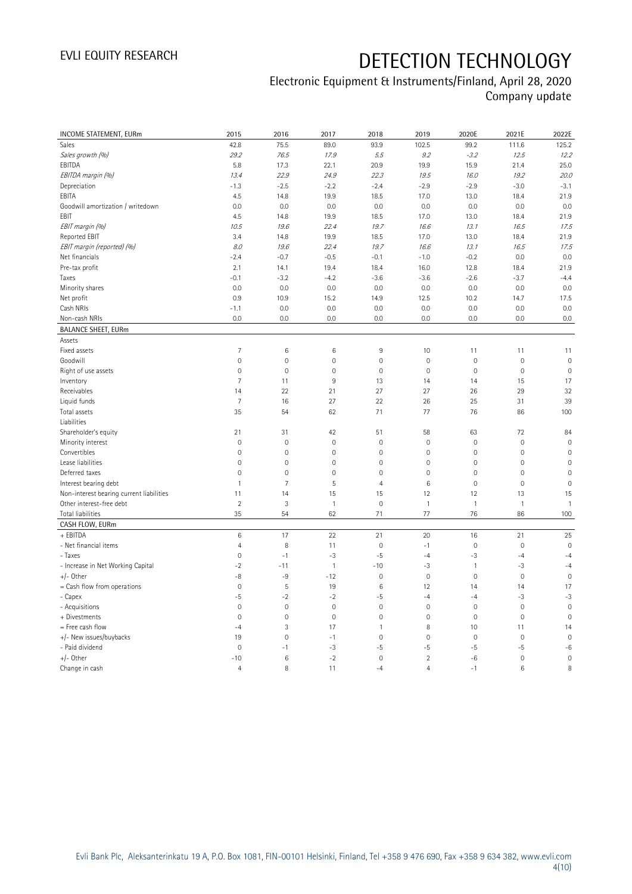# DETECTION TECHNOLOGY

Electronic Equipment & Instruments/Finland, April 28, 2020
Company update

| INCOME STATEMENT, EURm | 2015 | 2016 | 2017 | 2018 | 2019 | 2020E | 2021E | 2022E |
|---|---|---|---|---|---|---|---|---|
| Sales | 42.8 | 75.5 | 89.0 | 93.9 | 102.5 | 99.2 | 111.6 | 125.2 |
| *Sales growth (%)* | *29.2* | *76.5* | *17.9* | *5.5* | *9.2* | *-3.2* | *12.5* | *12.2* |
| EBITDA | 5.8 | 17.3 | 22.1 | 20.9 | 19.9 | 15.9 | 21.4 | 25.0 |
| *EBITDA margin (%)* | *13.4* | *22.9* | *24.9* | *22.3* | *19.5* | *16.0* | *19.2* | *20.0* |
| Depreciation | -1.3 | -2.5 | -2.2 | -2.4 | -2.9 | -2.9 | -3.0 | -3.1 |
| EBITA | 4.5 | 14.8 | 19.9 | 18.5 | 17.0 | 13.0 | 18.4 | 21.9 |
| Goodwill amortization / writedown | 0.0 | 0.0 | 0.0 | 0.0 | 0.0 | 0.0 | 0.0 | 0.0 |
| EBIT | 4.5 | 14.8 | 19.9 | 18.5 | 17.0 | 13.0 | 18.4 | 21.9 |
| *EBIT margin (%)* | *10.5* | *19.6* | *22.4* | *19.7* | *16.6* | *13.1* | *16.5* | *17.5* |
| Reported EBIT | 3.4 | 14.8 | 19.9 | 18.5 | 17.0 | 13.0 | 18.4 | 21.9 |
| *EBIT margin (reported) (%)* | *8.0* | *19.6* | *22.4* | *19.7* | *16.6* | *13.1* | *16.5* | *17.5* |
| Net financials | -2.4 | -0.7 | -0.5 | -0.1 | -1.0 | -0.2 | 0.0 | 0.0 |
| Pre-tax profit | 2.1 | 14.1 | 19.4 | 18.4 | 16.0 | 12.8 | 18.4 | 21.9 |
| Taxes | -0.1 | -3.2 | -4.2 | -3.6 | -3.6 | -2.6 | -3.7 | -4.4 |
| Minority shares | 0.0 | 0.0 | 0.0 | 0.0 | 0.0 | 0.0 | 0.0 | 0.0 |
| Net profit | 0.9 | 10.9 | 15.2 | 14.9 | 12.5 | 10.2 | 14.7 | 17.5 |
| Cash NRIs | -1.1 | 0.0 | 0.0 | 0.0 | 0.0 | 0.0 | 0.0 | 0.0 |
| Non-cash NRIs | 0.0 | 0.0 | 0.0 | 0.0 | 0.0 | 0.0 | 0.0 | 0.0 |
| **BALANCE SHEET, EURm** | | | | | | | | |
| Assets | | | | | | | | |
| Fixed assets | 7 | 6 | 6 | 9 | 10 | 11 | 11 | 11 |
| Goodwill | 0 | 0 | 0 | 0 | 0 | 0 | 0 | 0 |
| Right of use assets | 0 | 0 | 0 | 0 | 0 | 0 | 0 | 0 |
| Inventory | 7 | 11 | 9 | 13 | 14 | 14 | 15 | 17 |
| Receivables | 14 | 22 | 21 | 27 | 27 | 26 | 29 | 32 |
| Liquid funds | 7 | 16 | 27 | 22 | 26 | 25 | 31 | 39 |
| Total assets | 35 | 54 | 62 | 71 | 77 | 76 | 86 | 100 |
| Liabilities | | | | | | | | |
| Shareholder's equity | 21 | 31 | 42 | 51 | 58 | 63 | 72 | 84 |
| Minority interest | 0 | 0 | 0 | 0 | 0 | 0 | 0 | 0 |
| Convertibles | 0 | 0 | 0 | 0 | 0 | 0 | 0 | 0 |
| Lease liabilities | 0 | 0 | 0 | 0 | 0 | 0 | 0 | 0 |
| Deferred taxes | 0 | 0 | 0 | 0 | 0 | 0 | 0 | 0 |
| Interest bearing debt | 1 | 7 | 5 | 4 | 6 | 0 | 0 | 0 |
| Non-interest bearing current liabilities | 11 | 14 | 15 | 15 | 12 | 12 | 13 | 15 |
| Other interest-free debt | 2 | 3 | 1 | 0 | 1 | 1 | 1 | 1 |
| Total liabilities | 35 | 54 | 62 | 71 | 77 | 76 | 86 | 100 |
| **CASH FLOW, EURm** | | | | | | | | |
| + EBITDA | 6 | 17 | 22 | 21 | 20 | 16 | 21 | 25 |
| - Net financial items | 4 | 8 | 11 | 0 | -1 | 0 | 0 | 0 |
| - Taxes | 0 | -1 | -3 | -5 | -4 | -3 | -4 | -4 |
| - Increase in Net Working Capital | -2 | -11 | 1 | -10 | -3 | 1 | -3 | -4 |
| +/- Other | -8 | -9 | -12 | 0 | 0 | 0 | 0 | 0 |
| = Cash flow from operations | 0 | 5 | 19 | 6 | 12 | 14 | 14 | 17 |
| - Capex | -5 | -2 | -2 | -5 | -4 | -4 | -3 | -3 |
| - Acquisitions | 0 | 0 | 0 | 0 | 0 | 0 | 0 | 0 |
| + Divestments | 0 | 0 | 0 | 0 | 0 | 0 | 0 | 0 |
| = Free cash flow | -4 | 3 | 17 | 1 | 8 | 10 | 11 | 14 |
| +/- New issues/buybacks | 19 | 0 | -1 | 0 | 0 | 0 | 0 | 0 |
| - Paid dividend | 0 | -1 | -3 | -5 | -5 | -5 | -5 | -6 |
| +/- Other | -10 | 6 | -2 | 0 | 2 | -6 | 0 | 0 |
| Change in cash | 4 | 8 | 11 | -4 | 4 | -1 | 6 | 8 |

Evli Bank Plc, Aleksanterinkatu 19 A, P.O. Box 1081, FIN-00101 Helsinki, Finland, Tel +358 9 476 690, Fax +358 9 634 382, www.evli.com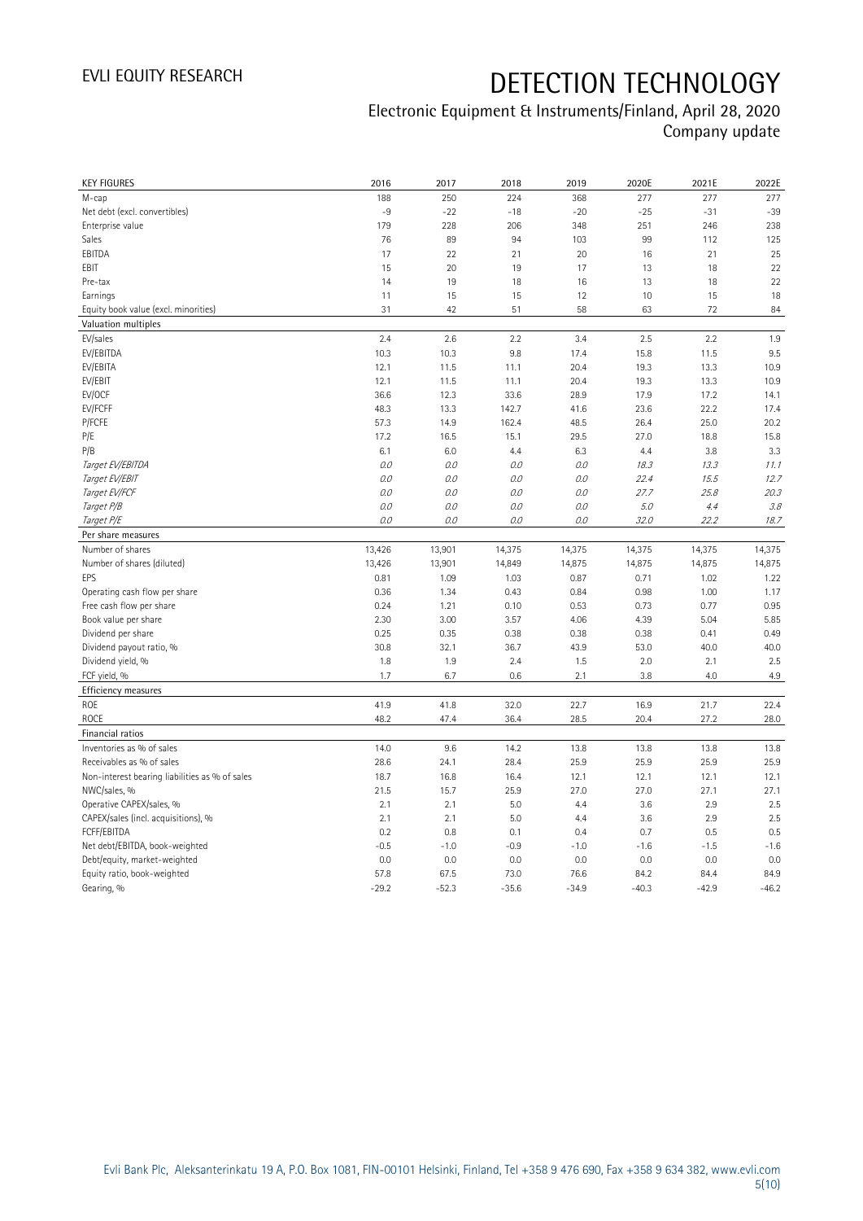# DETECTION TECHNOLOGY

## Electronic Equipment & Instruments/Finland, April 28, 2020

### Company update

| KEY FIGURES | 2016 | 2017 | 2018 | 2019 | 2020E | 2021E | 2022E |
|---|---|---|---|---|---|---|---|
| M-cap | 188 | 250 | 224 | 368 | 277 | 277 | 277 |
| Net debt (excl. convertibles) | -9 | -22 | -18 | -20 | -25 | -31 | -39 |
| Enterprise value | 179 | 228 | 206 | 348 | 251 | 246 | 238 |
| Sales | 76 | 89 | 94 | 103 | 99 | 112 | 125 |
| EBITDA | 17 | 22 | 21 | 20 | 16 | 21 | 25 |
| EBIT | 15 | 20 | 19 | 17 | 13 | 18 | 22 |
| Pre-tax | 14 | 19 | 18 | 16 | 13 | 18 | 22 |
| Earnings | 11 | 15 | 15 | 12 | 10 | 15 | 18 |
| Equity book value (excl. minorities) | 31 | 42 | 51 | 58 | 63 | 72 | 84 |
| **Valuation multiples** | | | | | | | |
| EV/sales | 2.4 | 2.6 | 2.2 | 3.4 | 2.5 | 2.2 | 1.9 |
| EV/EBITDA | 10.3 | 10.3 | 9.8 | 17.4 | 15.8 | 11.5 | 9.5 |
| EV/EBITA | 12.1 | 11.5 | 11.1 | 20.4 | 19.3 | 13.3 | 10.9 |
| EV/EBIT | 12.1 | 11.5 | 11.1 | 20.4 | 19.3 | 13.3 | 10.9 |
| EV/OCF | 36.6 | 12.3 | 33.6 | 28.9 | 17.9 | 17.2 | 14.1 |
| EV/FCFF | 48.3 | 13.3 | 142.7 | 41.6 | 23.6 | 22.2 | 17.4 |
| P/FCFE | 57.3 | 14.9 | 162.4 | 48.5 | 26.4 | 25.0 | 20.2 |
| P/E | 17.2 | 16.5 | 15.1 | 29.5 | 27.0 | 18.8 | 15.8 |
| P/B | 6.1 | 6.0 | 4.4 | 6.3 | 4.4 | 3.8 | 3.3 |
| *Target EV/EBITDA* | *0.0* | *0.0* | *0.0* | *0.0* | *18.3* | *13.3* | *11.1* |
| *Target EV/EBIT* | *0.0* | *0.0* | *0.0* | *0.0* | *22.4* | *15.5* | *12.7* |
| *Target EV/FCF* | *0.0* | *0.0* | *0.0* | *0.0* | *27.7* | *25.8* | *20.3* |
| *Target P/B* | *0.0* | *0.0* | *0.0* | *0.0* | *5.0* | *4.4* | *3.8* |
| *Target P/E* | *0.0* | *0.0* | *0.0* | *0.0* | *32.0* | *22.2* | *18.7* |
| **Per share measures** | | | | | | | |
| Number of shares | 13,426 | 13,901 | 14,375 | 14,375 | 14,375 | 14,375 | 14,375 |
| Number of shares (diluted) | 13,426 | 13,901 | 14,849 | 14,875 | 14,875 | 14,875 | 14,875 |
| EPS | 0.81 | 1.09 | 1.03 | 0.87 | 0.71 | 1.02 | 1.22 |
| Operating cash flow per share | 0.36 | 1.34 | 0.43 | 0.84 | 0.98 | 1.00 | 1.17 |
| Free cash flow per share | 0.24 | 1.21 | 0.10 | 0.53 | 0.73 | 0.77 | 0.95 |
| Book value per share | 2.30 | 3.00 | 3.57 | 4.06 | 4.39 | 5.04 | 5.85 |
| Dividend per share | 0.25 | 0.35 | 0.38 | 0.38 | 0.38 | 0.41 | 0.49 |
| Dividend payout ratio, % | 30.8 | 32.1 | 36.7 | 43.9 | 53.0 | 40.0 | 40.0 |
| Dividend yield, % | 1.8 | 1.9 | 2.4 | 1.5 | 2.0 | 2.1 | 2.5 |
| FCF yield, % | 1.7 | 6.7 | 0.6 | 2.1 | 3.8 | 4.0 | 4.9 |
| **Efficiency measures** | | | | | | | |
| ROE | 41.9 | 41.8 | 32.0 | 22.7 | 16.9 | 21.7 | 22.4 |
| ROCE | 48.2 | 47.4 | 36.4 | 28.5 | 20.4 | 27.2 | 28.0 |
| **Financial ratios** | | | | | | | |
| Inventories as % of sales | 14.0 | 9.6 | 14.2 | 13.8 | 13.8 | 13.8 | 13.8 |
| Receivables as % of sales | 28.6 | 24.1 | 28.4 | 25.9 | 25.9 | 25.9 | 25.9 |
| Non-interest bearing liabilities as % of sales | 18.7 | 16.8 | 16.4 | 12.1 | 12.1 | 12.1 | 12.1 |
| NWC/sales, % | 21.5 | 15.7 | 25.9 | 27.0 | 27.0 | 27.1 | 27.1 |
| Operative CAPEX/sales, % | 2.1 | 2.1 | 5.0 | 4.4 | 3.6 | 2.9 | 2.5 |
| CAPEX/sales (incl. acquisitions), % | 2.1 | 2.1 | 5.0 | 4.4 | 3.6 | 2.9 | 2.5 |
| FCFF/EBITDA | 0.2 | 0.8 | 0.1 | 0.4 | 0.7 | 0.5 | 0.5 |
| Net debt/EBITDA, book-weighted | -0.5 | -1.0 | -0.9 | -1.0 | -1.6 | -1.5 | -1.6 |
| Debt/equity, market-weighted | 0.0 | 0.0 | 0.0 | 0.0 | 0.0 | 0.0 | 0.0 |
| Equity ratio, book-weighted | 57.8 | 67.5 | 73.0 | 76.6 | 84.2 | 84.4 | 84.9 |
| Gearing, % | -29.2 | -52.3 | -35.6 | -34.9 | -40.3 | -42.9 | -46.2 |

Evli Bank Plc, Aleksanterinkatu 19 A, P.O. Box 1081, FIN-00101 Helsinki, Finland, Tel +358 9 476 690, Fax +358 9 634 382, www.evli.com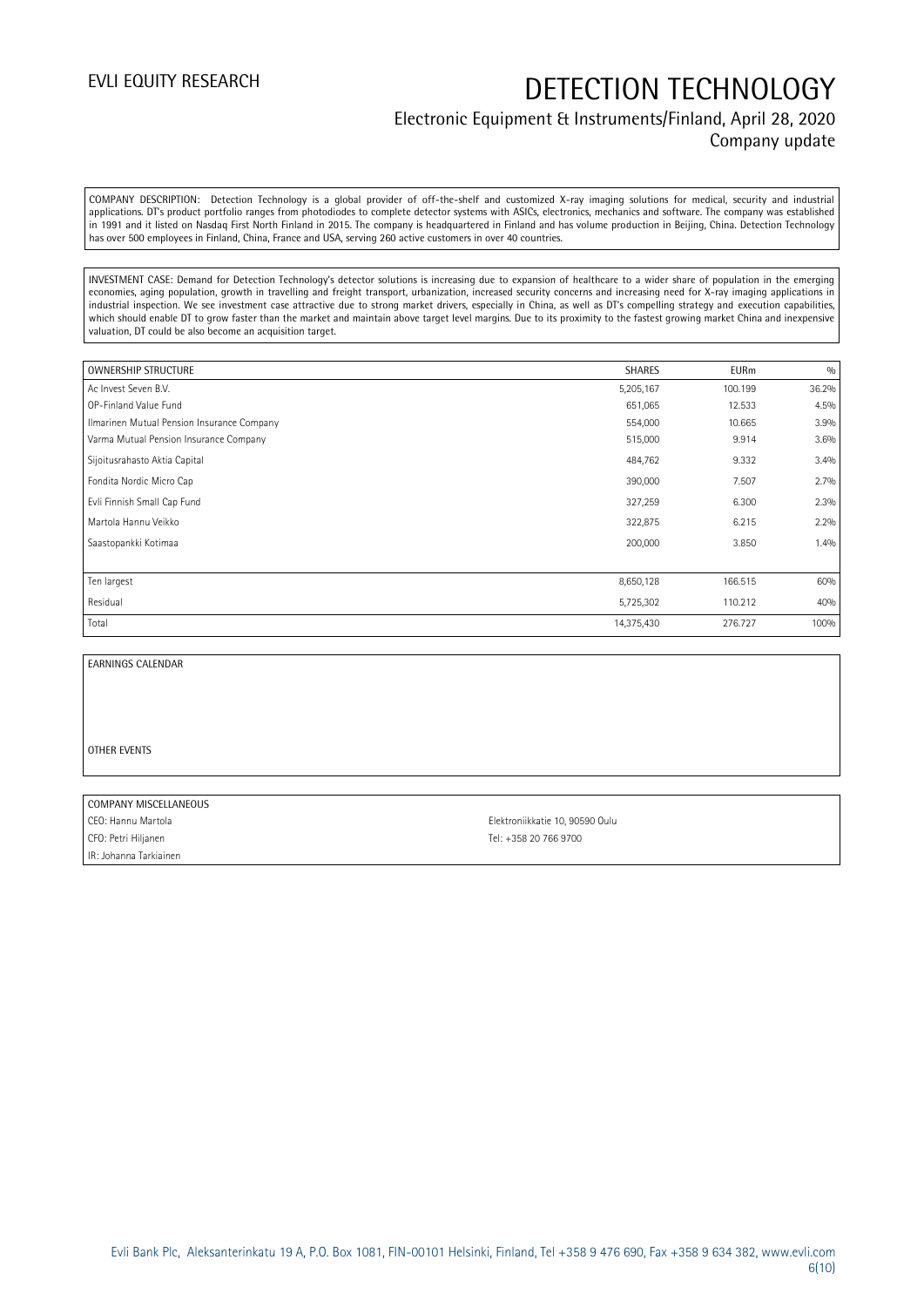COMPANY DESCRIPTION: Detection Technology is a global provider of off-the-shelf and customized X-ray imaging solutions for medical, security and industrial applications. DT's product portfolio ranges from photodiodes to complete detector systems with ASICs, electronics, mechanics and software. The company was established in 1991 and it listed on Nasdaq First North Finland in 2015. The company is headquartered in Finland and has volume production in Beijing, China. Detection Technology has over 500 employees in Finland, China, France and USA, serving 260 active customers in over 40 countries.

INVESTMENT CASE: Demand for Detection Technology's detector solutions is increasing due to expansion of healthcare to a wider share of population in the emerging economies, aging population, growth in travelling and freight transport, urbanization, increased security concerns and increasing need for X-ray imaging applications in industrial inspection. We see investment case attractive due to strong market drivers, especially in China, as well as DT's compelling strategy and execution capabilities, which should enable DT to grow faster than the market and maintain above target level margins. Due to its proximity to the fastest growing market China and inexpensive valuation, DT could be also become an acquisition target.

| OWNERSHIP STRUCTURE | SHARES | EURm | % |
|---|---|---|---|
| Ac Invest Seven B.V. | 5,205,167 | 100.199 | 36.2% |
| OP-Finland Value Fund | 651,065 | 12.533 | 4.5% |
| Ilmarinen Mutual Pension Insurance Company | 554,000 | 10.665 | 3.9% |
| Varma Mutual Pension Insurance Company | 515,000 | 9.914 | 3.6% |
| Sijoitusrahasto Aktia Capital | 484,762 | 9.332 | 3.4% |
| Fondita Nordic Micro Cap | 390,000 | 7.507 | 2.7% |
| Evli Finnish Small Cap Fund | 327,259 | 6.300 | 2.3% |
| Martola Hannu Veikko | 322,875 | 6.215 | 2.2% |
| Saastopankki Kotimaa | 200,000 | 3.850 | 1.4% |
| | | | |
| Ten largest | 8,650,128 | 166.515 | 60% |
| Residual | 5,725,302 | 110.212 | 40% |
| Total | 14,375,430 | 276.727 | 100% |

EARNINGS CALENDAR

OTHER EVENTS

| COMPANY MISCELLANEOUS | |
|---|---|
| CEO: Hannu Martola | Elektroniikkatie 10, 90590 Oulu |
| CFO: Petri Hiljanen | Tel: +358 20 766 9700 |
| IR: Johanna Tarkiainen | |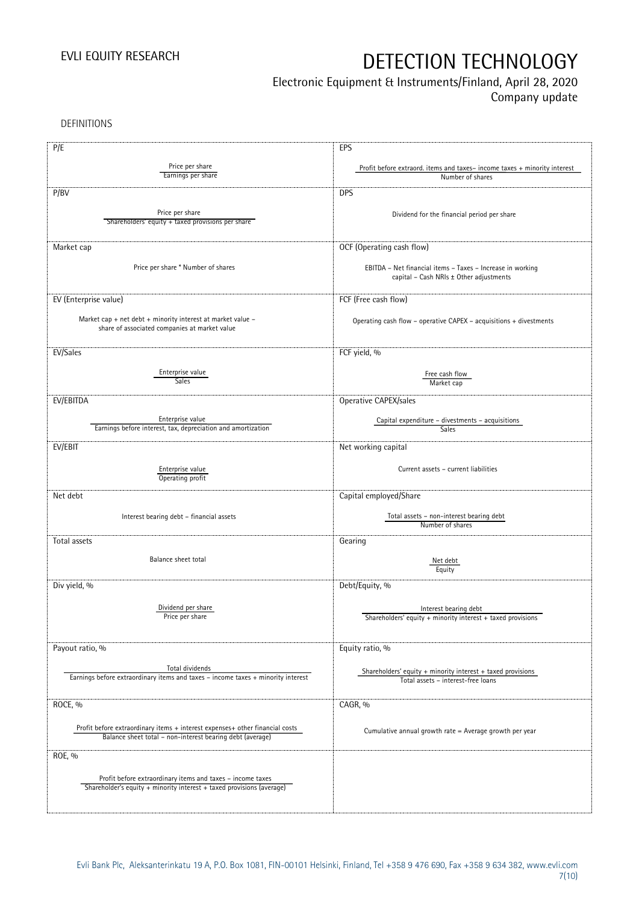DEFINITIONS

| P/E | EPS |
|---|---|
| $\frac{\text{Price per share}}{\text{Earnings per share}}$ | $\frac{\text{Profit before extraord. items and taxes– income taxes + minority interest}}{\text{Number of shares}}$ |
| **P/BV** | **DPS** |
| $\frac{\text{Price per share}}{\text{Shareholders' equity + taxed provisions per share}}$ | Dividend for the financial period per share |
| **Market cap** | **OCF (Operating cash flow)** |
| Price per share * Number of shares | EBITDA – Net financial items – Taxes – Increase in working capital – Cash NRIs ± Other adjustments |
| **EV (Enterprise value)** | **FCF (Free cash flow)** |
| Market cap + net debt + minority interest at market value – share of associated companies at market value | Operating cash flow – operative CAPEX – acquisitions + divestments |
| **EV/Sales** | **FCF yield, %** |
| $\frac{\text{Enterprise value}}{\text{Sales}}$ | $\frac{\text{Free cash flow}}{\text{Market cap}}$ |
| **EV/EBITDA** | **Operative CAPEX/sales** |
| $\frac{\text{Enterprise value}}{\text{Earnings before interest, tax, depreciation and amortization}}$ | $\frac{\text{Capital expenditure – divestments – acquisitions}}{\text{Sales}}$ |
| **EV/EBIT** | **Net working capital** |
| $\frac{\text{Enterprise value}}{\text{Operating profit}}$ | Current assets – current liabilities |
| **Net debt** | **Capital employed/Share** |
| Interest bearing debt – financial assets | $\frac{\text{Total assets – non-interest bearing debt}}{\text{Number of shares}}$ |
| **Total assets** | **Gearing** |
| Balance sheet total | $\frac{\text{Net debt}}{\text{Equity}}$ |
| **Div yield, %** | **Debt/Equity, %** |
| $\frac{\text{Dividend per share}}{\text{Price per share}}$ | $\frac{\text{Interest bearing debt}}{\text{Shareholders' equity + minority interest + taxed provisions}}$ |
| **Payout ratio, %** | **Equity ratio, %** |
| $\frac{\text{Total dividends}}{\text{Earnings before extraordinary items and taxes – income taxes + minority interest}}$ | $\frac{\text{Shareholders' equity + minority interest + taxed provisions}}{\text{Total assets – interest-free loans}}$ |
| **ROCE, %** | **CAGR, %** |
| $\frac{\text{Profit before extraordinary items + interest expenses+ other financial costs}}{\text{Balance sheet total – non-interest bearing debt (average)}}$ | Cumulative annual growth rate = Average growth per year |
| **ROE, %** | |
| $\frac{\text{Profit before extraordinary items and taxes – income taxes}}{\text{Shareholder's equity + minority interest + taxed provisions (average)}}$ | |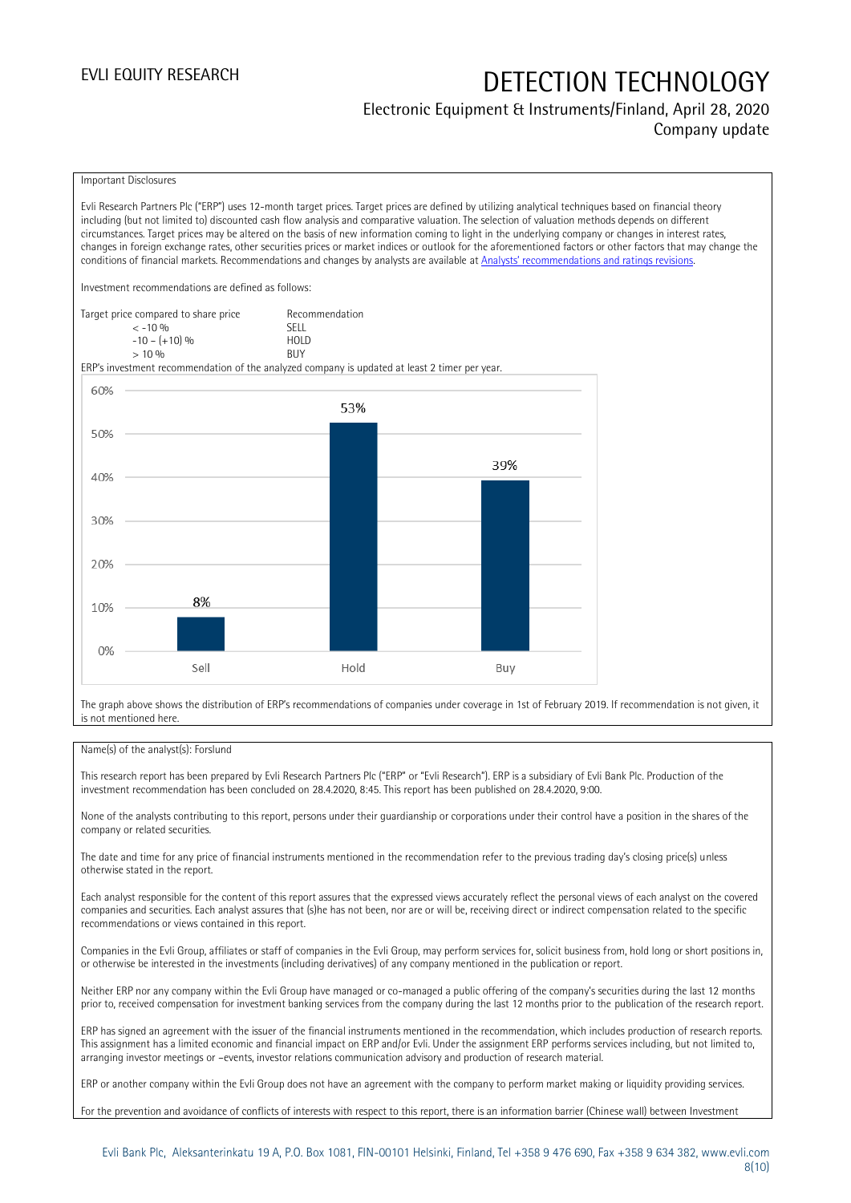Important Disclosures

Evli Research Partners Plc ("ERP") uses 12-month target prices. Target prices are defined by utilizing analytical techniques based on financial theory including (but not limited to) discounted cash flow analysis and comparative valuation. The selection of valuation methods depends on different circumstances. Target prices may be altered on the basis of new information coming to light in the underlying company or changes in interest rates, changes in foreign exchange rates, other securities prices or market indices or outlook for the aforementioned factors or other factors that may change the conditions of financial markets. Recommendations and changes by analysts are available at Analysts' recommendations and ratings revisions.

Investment recommendations are defined as follows:

| Target price compared to share price | Recommendation |
|---|---|
| < -10 % | SELL |
| -10 – (+10) % | HOLD |
| > 10 % | BUY |

ERP's investment recommendation of the analyzed company is updated at least 2 timer per year.

| | Sell | Hold | Buy |
|---|---|---|---|
| Share | 8% | 53% | 39% |

The graph above shows the distribution of ERP's recommendations of companies under coverage in 1st of February 2019. If recommendation is not given, it is not mentioned here.

Name(s) of the analyst(s): Forslund

This research report has been prepared by Evli Research Partners Plc ("ERP" or "Evli Research"). ERP is a subsidiary of Evli Bank Plc. Production of the investment recommendation has been concluded on 28.4.2020, 8:45. This report has been published on 28.4.2020, 9:00.

None of the analysts contributing to this report, persons under their guardianship or corporations under their control have a position in the shares of the company or related securities.

The date and time for any price of financial instruments mentioned in the recommendation refer to the previous trading day's closing price(s) unless otherwise stated in the report.

Each analyst responsible for the content of this report assures that the expressed views accurately reflect the personal views of each analyst on the covered companies and securities. Each analyst assures that (s)he has not been, nor are or will be, receiving direct or indirect compensation related to the specific recommendations or views contained in this report.

Companies in the Evli Group, affiliates or staff of companies in the Evli Group, may perform services for, solicit business from, hold long or short positions in, or otherwise be interested in the investments (including derivatives) of any company mentioned in the publication or report.

Neither ERP nor any company within the Evli Group have managed or co-managed a public offering of the company's securities during the last 12 months prior to, received compensation for investment banking services from the company during the last 12 months prior to the publication of the research report.

ERP has signed an agreement with the issuer of the financial instruments mentioned in the recommendation, which includes production of research reports. This assignment has a limited economic and financial impact on ERP and/or Evli. Under the assignment ERP performs services including, but not limited to, arranging investor meetings or –events, investor relations communication advisory and production of research material.

ERP or another company within the Evli Group does not have an agreement with the company to perform market making or liquidity providing services.

For the prevention and avoidance of conflicts of interests with respect to this report, there is an information barrier (Chinese wall) between Investment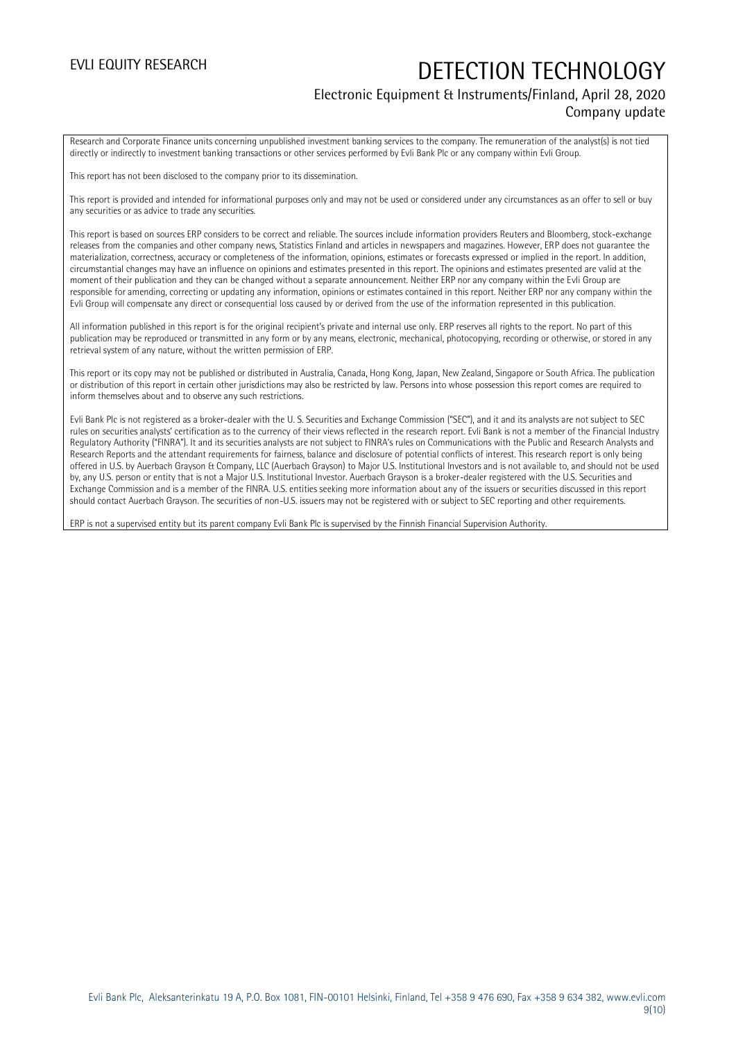Research and Corporate Finance units concerning unpublished investment banking services to the company. The remuneration of the analyst(s) is not tied directly or indirectly to investment banking transactions or other services performed by Evli Bank Plc or any company within Evli Group.

This report has not been disclosed to the company prior to its dissemination.

This report is provided and intended for informational purposes only and may not be used or considered under any circumstances as an offer to sell or buy any securities or as advice to trade any securities.

This report is based on sources ERP considers to be correct and reliable. The sources include information providers Reuters and Bloomberg, stock-exchange releases from the companies and other company news, Statistics Finland and articles in newspapers and magazines. However, ERP does not guarantee the materialization, correctness, accuracy or completeness of the information, opinions, estimates or forecasts expressed or implied in the report. In addition, circumstantial changes may have an influence on opinions and estimates presented in this report. The opinions and estimates presented are valid at the moment of their publication and they can be changed without a separate announcement. Neither ERP nor any company within the Evli Group are responsible for amending, correcting or updating any information, opinions or estimates contained in this report. Neither ERP nor any company within the Evli Group will compensate any direct or consequential loss caused by or derived from the use of the information represented in this publication.

All information published in this report is for the original recipient's private and internal use only. ERP reserves all rights to the report. No part of this publication may be reproduced or transmitted in any form or by any means, electronic, mechanical, photocopying, recording or otherwise, or stored in any retrieval system of any nature, without the written permission of ERP.

This report or its copy may not be published or distributed in Australia, Canada, Hong Kong, Japan, New Zealand, Singapore or South Africa. The publication or distribution of this report in certain other jurisdictions may also be restricted by law. Persons into whose possession this report comes are required to inform themselves about and to observe any such restrictions.

Evli Bank Plc is not registered as a broker-dealer with the U. S. Securities and Exchange Commission ("SEC"), and it and its analysts are not subject to SEC rules on securities analysts' certification as to the currency of their views reflected in the research report. Evli Bank is not a member of the Financial Industry Regulatory Authority ("FINRA"). It and its securities analysts are not subject to FINRA's rules on Communications with the Public and Research Analysts and Research Reports and the attendant requirements for fairness, balance and disclosure of potential conflicts of interest. This research report is only being offered in U.S. by Auerbach Grayson & Company, LLC (Auerbach Grayson) to Major U.S. Institutional Investors and is not available to, and should not be used by, any U.S. person or entity that is not a Major U.S. Institutional Investor. Auerbach Grayson is a broker-dealer registered with the U.S. Securities and Exchange Commission and is a member of the FINRA. U.S. entities seeking more information about any of the issuers or securities discussed in this report should contact Auerbach Grayson. The securities of non-U.S. issuers may not be registered with or subject to SEC reporting and other requirements.

ERP is not a supervised entity but its parent company Evli Bank Plc is supervised by the Finnish Financial Supervision Authority.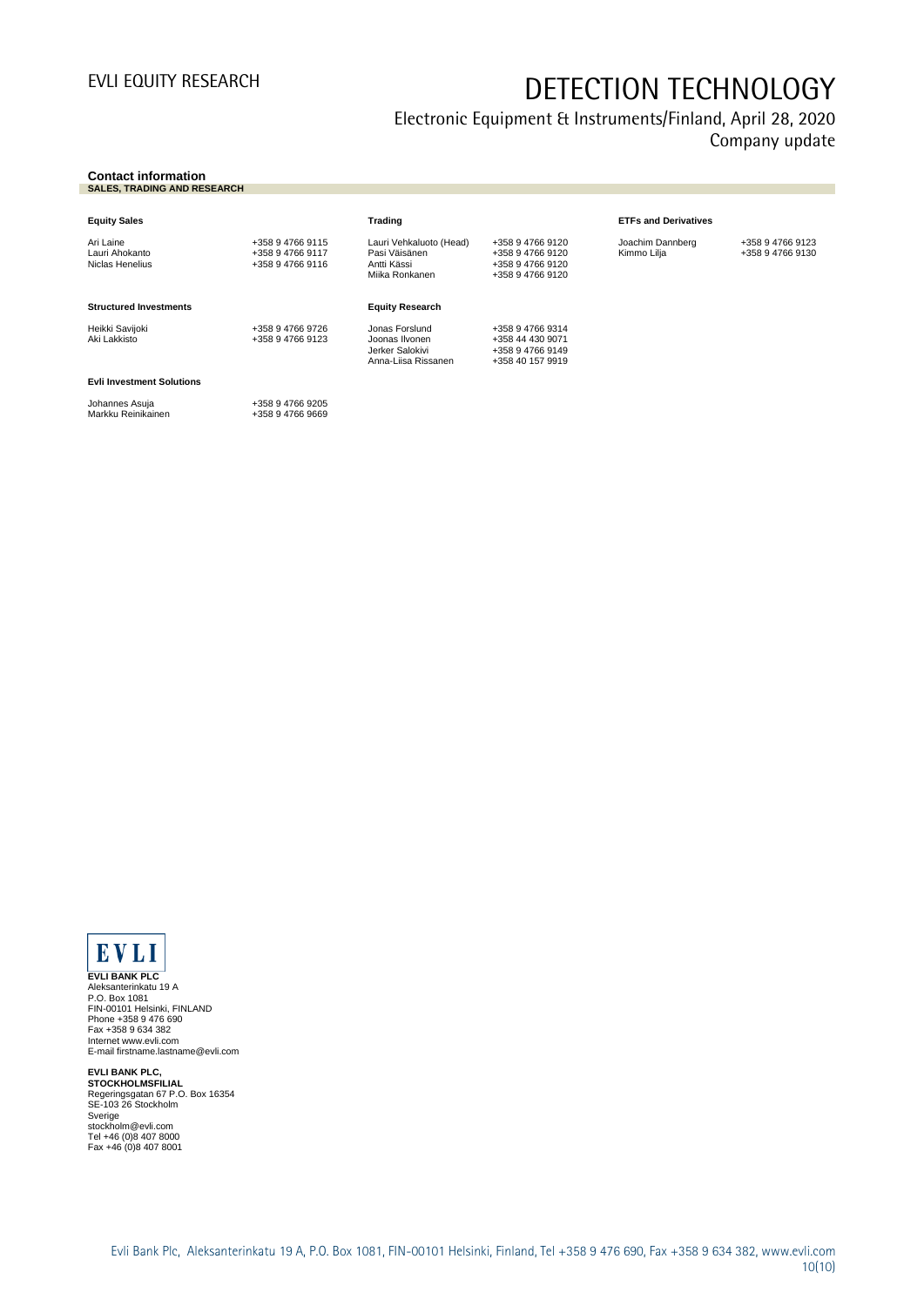## Contact information

**SALES, TRADING AND RESEARCH**

**Equity Sales**

| | |
|---|---|
| Ari Laine | +358 9 4766 9115 |
| Lauri Ahokanto | +358 9 4766 9117 |
| Niclas Henelius | +358 9 4766 9116 |

**Trading**

| | |
|---|---|
| Lauri Vehkaluoto (Head) | +358 9 4766 9120 |
| Pasi Väisänen | +358 9 4766 9120 |
| Antti Kässi | +358 9 4766 9120 |
| Miika Ronkanen | +358 9 4766 9120 |

**ETFs and Derivatives**

| | |
|---|---|
| Joachim Dannberg | +358 9 4766 9123 |
| Kimmo Lilja | +358 9 4766 9130 |

**Structured Investments**

| | |
|---|---|
| Heikki Savijoki | +358 9 4766 9726 |
| Aki Lakkisto | +358 9 4766 9123 |

**Equity Research**

| | |
|---|---|
| Jonas Forslund | +358 9 4766 9314 |
| Joonas Ilvonen | +358 44 430 9071 |
| Jerker Salokivi | +358 9 4766 9149 |
| Anna-Liisa Rissanen | +358 40 157 9919 |

**Evli Investment Solutions**

| | |
|---|---|
| Johannes Asuja | +358 9 4766 9205 |
| Markku Reinikainen | +358 9 4766 9669 |

**EVLI BANK PLC**
Aleksanterinkatu 19 A
P.O. Box 1081
FIN-00101 Helsinki, FINLAND
Phone +358 9 476 690
Fax +358 9 634 382
Internet www.evli.com
E-mail firstname.lastname@evli.com

**EVLI BANK PLC, STOCKHOLMSFILIAL**
Regeringsgatan 67 P.O. Box 16354
SE-103 26 Stockholm
Sverige
stockholm@evli.com
Tel +46 (0)8 407 8000
Fax +46 (0)8 407 8001